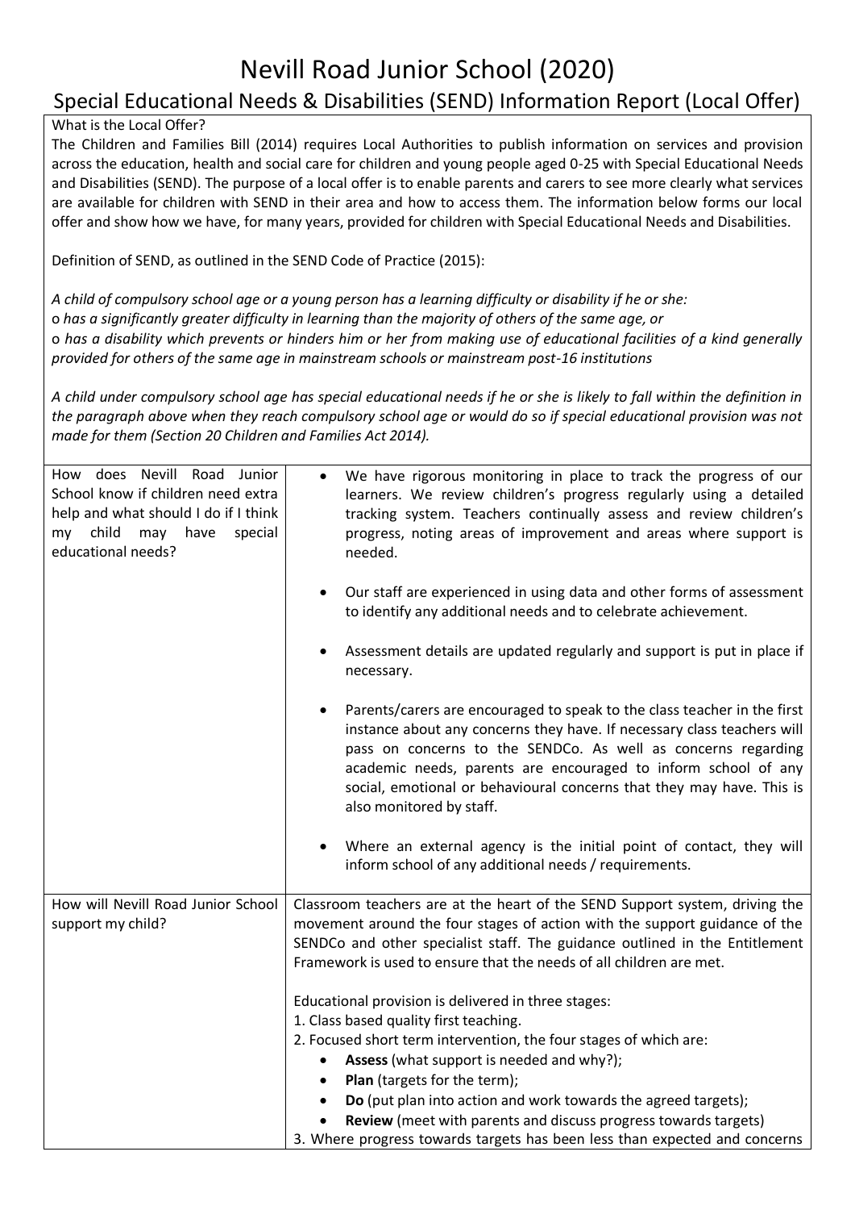# Nevill Road Junior School (2020)

## Special Educational Needs & Disabilities (SEND) Information Report (Local Offer)

What is the Local Offer?

The Children and Families Bill (2014) requires Local Authorities to publish information on services and provision across the education, health and social care for children and young people aged 0-25 with Special Educational Needs and Disabilities (SEND). The purpose of a local offer is to enable parents and carers to see more clearly what services are available for children with SEND in their area and how to access them. The information below forms our local offer and show how we have, for many years, provided for children with Special Educational Needs and Disabilities.

Definition of SEND, as outlined in the SEND Code of Practice (2015):

*A child of compulsory school age or a young person has a learning difficulty or disability if he or she:*

o *has a significantly greater difficulty in learning than the majority of others of the same age, or*

o *has a disability which prevents or hinders him or her from making use of educational facilities of a kind generally provided for others of the same age in mainstream schools or mainstream post-16 institutions*

*A child under compulsory school age has special educational needs if he or she is likely to fall within the definition in the paragraph above when they reach compulsory school age or would do so if special educational provision was not made for them (Section 20 Children and Families Act 2014).*

| | |
|---|---|
| How does Nevill Road Junior School know if children need extra help and what should I do if I think my child may have special educational needs? | • We have rigorous monitoring in place to track the progress of our learners. We review children's progress regularly using a detailed tracking system. Teachers continually assess and review children's progress, noting areas of improvement and areas where support is needed.<br><br>• Our staff are experienced in using data and other forms of assessment to identify any additional needs and to celebrate achievement.<br><br>• Assessment details are updated regularly and support is put in place if necessary.<br><br>• Parents/carers are encouraged to speak to the class teacher in the first instance about any concerns they have. If necessary class teachers will pass on concerns to the SENDCo. As well as concerns regarding academic needs, parents are encouraged to inform school of any social, emotional or behavioural concerns that they may have. This is also monitored by staff.<br><br>• Where an external agency is the initial point of contact, they will inform school of any additional needs / requirements. |
| How will Nevill Road Junior School support my child? | Classroom teachers are at the heart of the SEND Support system, driving the movement around the four stages of action with the support guidance of the SENDCo and other specialist staff. The guidance outlined in the Entitlement Framework is used to ensure that the needs of all children are met.<br><br>Educational provision is delivered in three stages:<br>1. Class based quality first teaching.<br>2. Focused short term intervention, the four stages of which are:<br>• **Assess** (what support is needed and why?);<br>• **Plan** (targets for the term);<br>• **Do** (put plan into action and work towards the agreed targets);<br>• **Review** (meet with parents and discuss progress towards targets)<br>3. Where progress towards targets has been less than expected and concerns |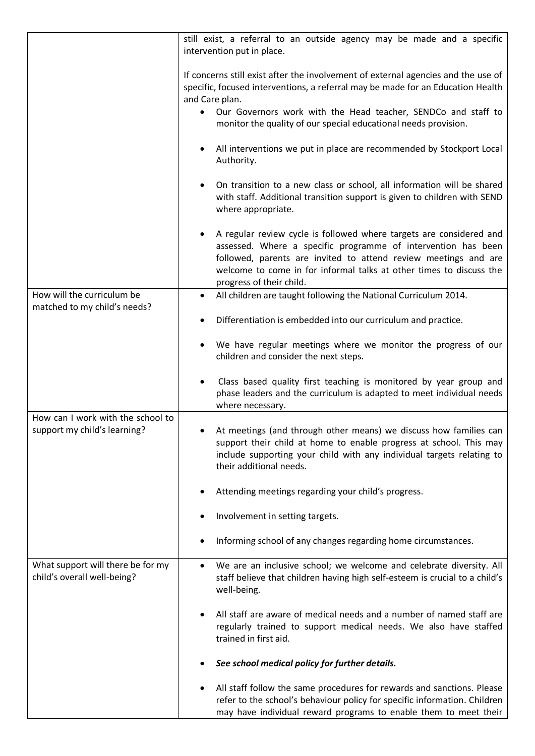| | |
|---|---|
| | still exist, a referral to an outside agency may be made and a specific intervention put in place.<br><br>If concerns still exist after the involvement of external agencies and the use of specific, focused interventions, a referral may be made for an Education Health and Care plan.<br>• Our Governors work with the Head teacher, SENDCo and staff to monitor the quality of our special educational needs provision.<br>• All interventions we put in place are recommended by Stockport Local Authority.<br>• On transition to a new class or school, all information will be shared with staff. Additional transition support is given to children with SEND where appropriate.<br>• A regular review cycle is followed where targets are considered and assessed. Where a specific programme of intervention has been followed, parents are invited to attend review meetings and are welcome to come in for informal talks at other times to discuss the progress of their child. |
| How will the curriculum be matched to my child's needs? | • All children are taught following the National Curriculum 2014.<br>• Differentiation is embedded into our curriculum and practice.<br>• We have regular meetings where we monitor the progress of our children and consider the next steps.<br>• Class based quality first teaching is monitored by year group and phase leaders and the curriculum is adapted to meet individual needs where necessary. |
| How can I work with the school to support my child's learning? | • At meetings (and through other means) we discuss how families can support their child at home to enable progress at school. This may include supporting your child with any individual targets relating to their additional needs.<br>• Attending meetings regarding your child's progress.<br>• Involvement in setting targets.<br>• Informing school of any changes regarding home circumstances. |
| What support will there be for my child's overall well-being? | • We are an inclusive school; we welcome and celebrate diversity. All staff believe that children having high self-esteem is crucial to a child's well-being.<br>• All staff are aware of medical needs and a number of named staff are regularly trained to support medical needs. We also have staffed trained in first aid.<br>• ***See school medical policy for further details.***<br>• All staff follow the same procedures for rewards and sanctions. Please refer to the school's behaviour policy for specific information. Children may have individual reward programs to enable them to meet their |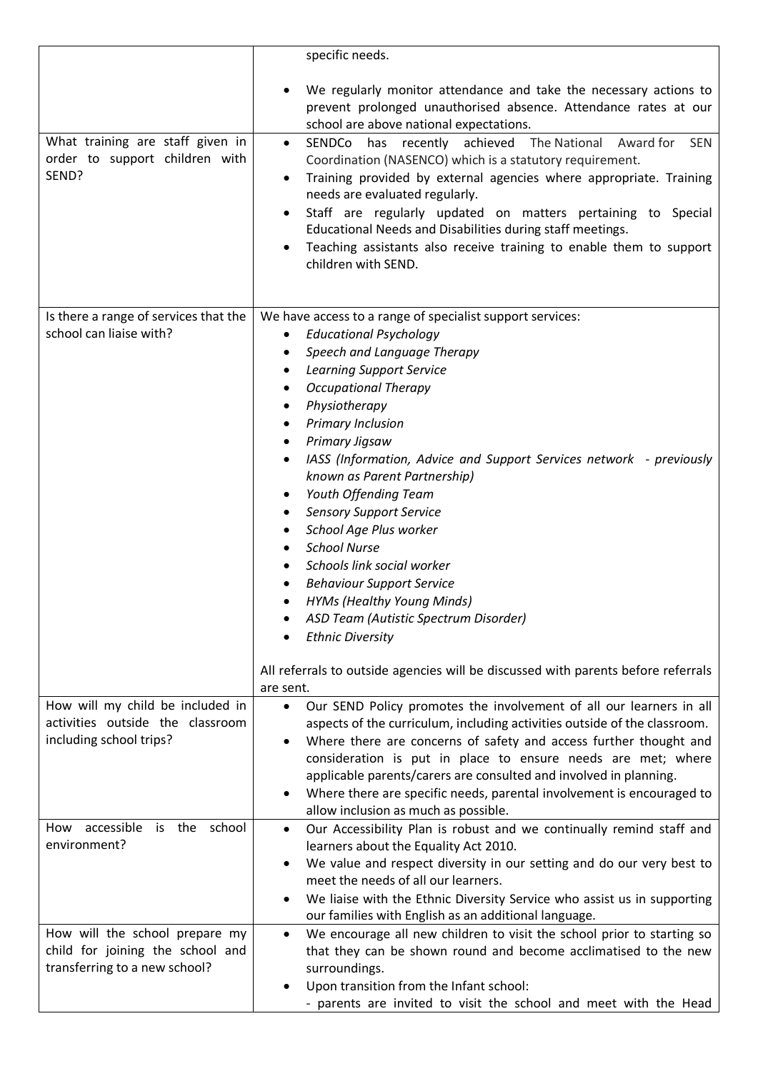| | |
|---|---|
| | specific needs.<br><br>• We regularly monitor attendance and take the necessary actions to prevent prolonged unauthorised absence. Attendance rates at our school are above national expectations. |
| What training are staff given in order to support children with SEND? | • SENDCo has recently achieved The National Award for SEN Coordination (NASENCO) which is a statutory requirement.<br>• Training provided by external agencies where appropriate. Training needs are evaluated regularly.<br>• Staff are regularly updated on matters pertaining to Special Educational Needs and Disabilities during staff meetings.<br>• Teaching assistants also receive training to enable them to support children with SEND. |
| Is there a range of services that the school can liaise with? | We have access to a range of specialist support services:<br>• *Educational Psychology*<br>• *Speech and Language Therapy*<br>• *Learning Support Service*<br>• *Occupational Therapy*<br>• *Physiotherapy*<br>• *Primary Inclusion*<br>• *Primary Jigsaw*<br>• *IASS (Information, Advice and Support Services network - previously known as Parent Partnership)*<br>• *Youth Offending Team*<br>• *Sensory Support Service*<br>• *School Age Plus worker*<br>• *School Nurse*<br>• *Schools link social worker*<br>• *Behaviour Support Service*<br>• *HYMs (Healthy Young Minds)*<br>• *ASD Team (Autistic Spectrum Disorder)*<br>• *Ethnic Diversity*<br><br>All referrals to outside agencies will be discussed with parents before referrals are sent. |
| How will my child be included in activities outside the classroom including school trips? | • Our SEND Policy promotes the involvement of all our learners in all aspects of the curriculum, including activities outside of the classroom.<br>• Where there are concerns of safety and access further thought and consideration is put in place to ensure needs are met; where applicable parents/carers are consulted and involved in planning.<br>• Where there are specific needs, parental involvement is encouraged to allow inclusion as much as possible. |
| How accessible is the school environment? | • Our Accessibility Plan is robust and we continually remind staff and learners about the Equality Act 2010.<br>• We value and respect diversity in our setting and do our very best to meet the needs of all our learners.<br>• We liaise with the Ethnic Diversity Service who assist us in supporting our families with English as an additional language. |
| How will the school prepare my child for joining the school and transferring to a new school? | • We encourage all new children to visit the school prior to starting so that they can be shown round and become acclimatised to the new surroundings.<br>• Upon transition from the Infant school:<br>- parents are invited to visit the school and meet with the Head |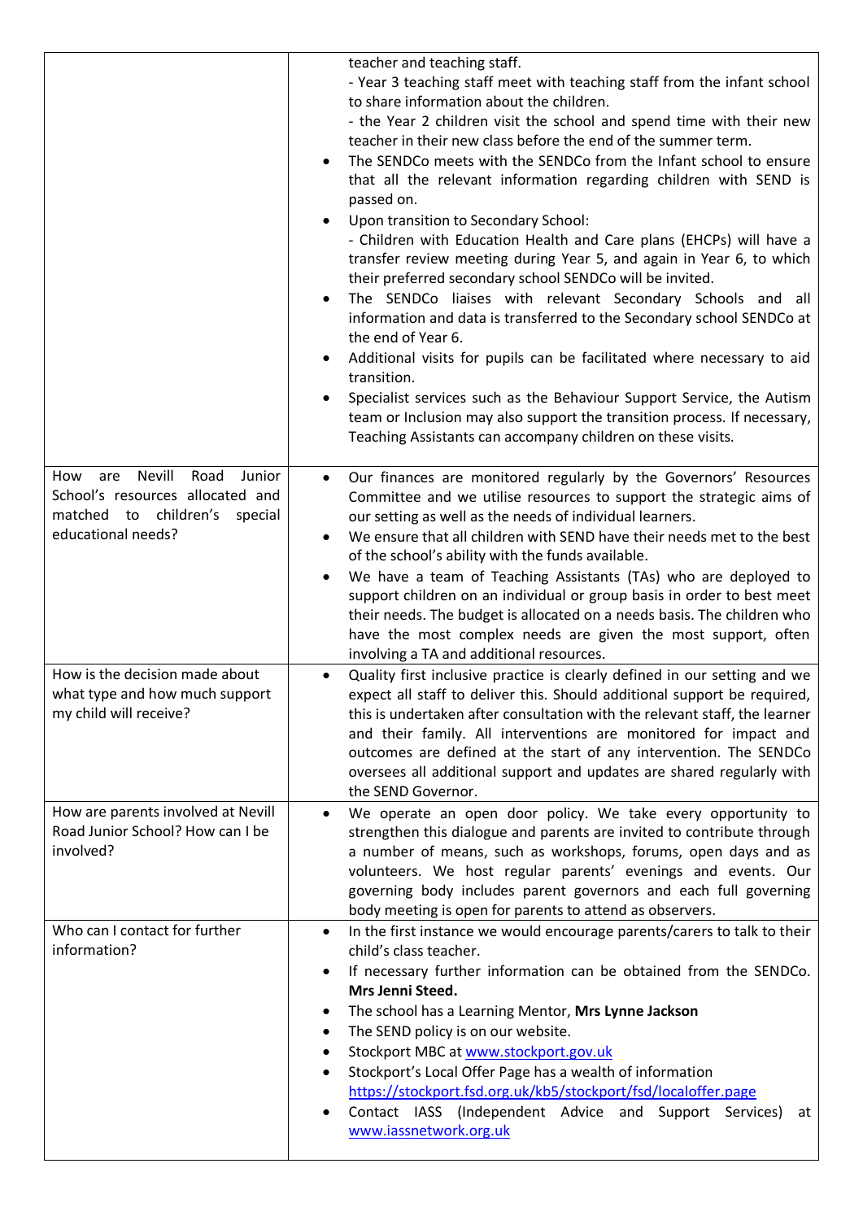| | |
|---|---|
| | teacher and teaching staff.<br>- Year 3 teaching staff meet with teaching staff from the infant school to share information about the children.<br>- the Year 2 children visit the school and spend time with their new teacher in their new class before the end of the summer term.<br>• The SENDCo meets with the SENDCo from the Infant school to ensure that all the relevant information regarding children with SEND is passed on.<br>• Upon transition to Secondary School:<br>- Children with Education Health and Care plans (EHCPs) will have a transfer review meeting during Year 5, and again in Year 6, to which their preferred secondary school SENDCo will be invited.<br>• The SENDCo liaises with relevant Secondary Schools and all information and data is transferred to the Secondary school SENDCo at the end of Year 6.<br>• Additional visits for pupils can be facilitated where necessary to aid transition.<br>• Specialist services such as the Behaviour Support Service, the Autism team or Inclusion may also support the transition process. If necessary, Teaching Assistants can accompany children on these visits. |
| How are Nevill Road Junior School's resources allocated and matched to children's special educational needs? | • Our finances are monitored regularly by the Governors' Resources Committee and we utilise resources to support the strategic aims of our setting as well as the needs of individual learners.<br>• We ensure that all children with SEND have their needs met to the best of the school's ability with the funds available.<br>• We have a team of Teaching Assistants (TAs) who are deployed to support children on an individual or group basis in order to best meet their needs. The budget is allocated on a needs basis. The children who have the most complex needs are given the most support, often involving a TA and additional resources. |
| How is the decision made about what type and how much support my child will receive? | • Quality first inclusive practice is clearly defined in our setting and we expect all staff to deliver this. Should additional support be required, this is undertaken after consultation with the relevant staff, the learner and their family. All interventions are monitored for impact and outcomes are defined at the start of any intervention. The SENDCo oversees all additional support and updates are shared regularly with the SEND Governor. |
| How are parents involved at Nevill Road Junior School? How can I be involved? | • We operate an open door policy. We take every opportunity to strengthen this dialogue and parents are invited to contribute through a number of means, such as workshops, forums, open days and as volunteers. We host regular parents' evenings and events. Our governing body includes parent governors and each full governing body meeting is open for parents to attend as observers. |
| Who can I contact for further information? | • In the first instance we would encourage parents/carers to talk to their child's class teacher.<br>• If necessary further information can be obtained from the SENDCo. **Mrs Jenni Steed.**<br>• The school has a Learning Mentor, **Mrs Lynne Jackson**<br>• The SEND policy is on our website.<br>• Stockport MBC at www.stockport.gov.uk<br>• Stockport's Local Offer Page has a wealth of information https://stockport.fsd.org.uk/kb5/stockport/fsd/localoffer.page<br>• Contact IASS (Independent Advice and Support Services) at www.iassnetwork.org.uk |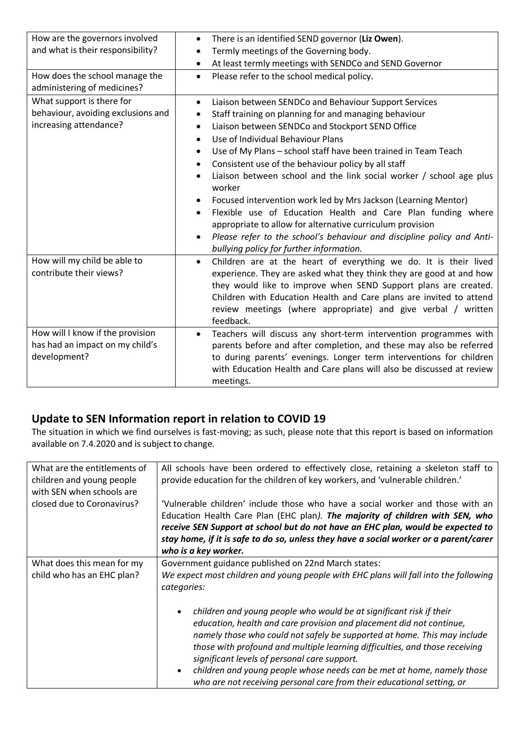| How are the governors involved and what is their responsibility? | <ul><li>There is an identified SEND governor (**Liz Owen**).</li><li>Termly meetings of the Governing body.</li><li>At least termly meetings with SENDCo and SEND Governor</li></ul> |
|---|---|
| How does the school manage the administering of medicines? | <ul><li>Please refer to the school medical policy.</li></ul> |
| What support is there for behaviour, avoiding exclusions and increasing attendance? | <ul><li>Liaison between SENDCo and Behaviour Support Services</li><li>Staff training on planning for and managing behaviour</li><li>Liaison between SENDCo and Stockport SEND Office</li><li>Use of Individual Behaviour Plans</li><li>Use of My Plans – school staff have been trained in Team Teach</li><li>Consistent use of the behaviour policy by all staff</li><li>Liaison between school and the link social worker / school age plus worker</li><li>Focused intervention work led by Mrs Jackson (Learning Mentor)</li><li>Flexible use of Education Health and Care Plan funding where appropriate to allow for alternative curriculum provision</li><li>*Please refer to the school's behaviour and discipline policy and Anti-bullying policy for further information.*</li></ul> |
| How will my child be able to contribute their views? | <ul><li>Children are at the heart of everything we do. It is their lived experience. They are asked what they think they are good at and how they would like to improve when SEND Support plans are created. Children with Education Health and Care plans are invited to attend review meetings (where appropriate) and give verbal / written feedback.</li></ul> |
| How will I know if the provision has had an impact on my child's development? | <ul><li>Teachers will discuss any short-term intervention programmes with parents before and after completion, and these may also be referred to during parents' evenings. Longer term interventions for children with Education Health and Care plans will also be discussed at review meetings.</li></ul> |

## Update to SEN Information report in relation to COVID 19

The situation in which we find ourselves is fast-moving; as such, please note that this report is based on information available on 7.4.2020 and is subject to change.

| What are the entitlements of children and young people with SEN when schools are closed due to Coronavirus? | All schools have been ordered to effectively close, retaining a skeleton staff to provide education for the children of key workers, and 'vulnerable children.'<br><br>'Vulnerable children' include those who have a social worker and those with an Education Health Care Plan (EHC plan*). **The majority of children with SEN, who receive SEN Support at school but do not have an EHC plan, would be expected to stay home, if it is safe to do so, unless they have a social worker or a parent/carer who is a key worker.*** |
|---|---|
| What does this mean for my child who has an EHC plan? | Government guidance published on 22nd March states:<br>*We expect most children and young people with EHC plans will fall into the following categories:*<br><ul><li>*children and young people who would be at significant risk if their education, health and care provision and placement did not continue, namely those who could not safely be supported at home. This may include those with profound and multiple learning difficulties, and those receiving significant levels of personal care support.*</li><li>*children and young people whose needs can be met at home, namely those who are not receiving personal care from their educational setting, or*</li></ul> |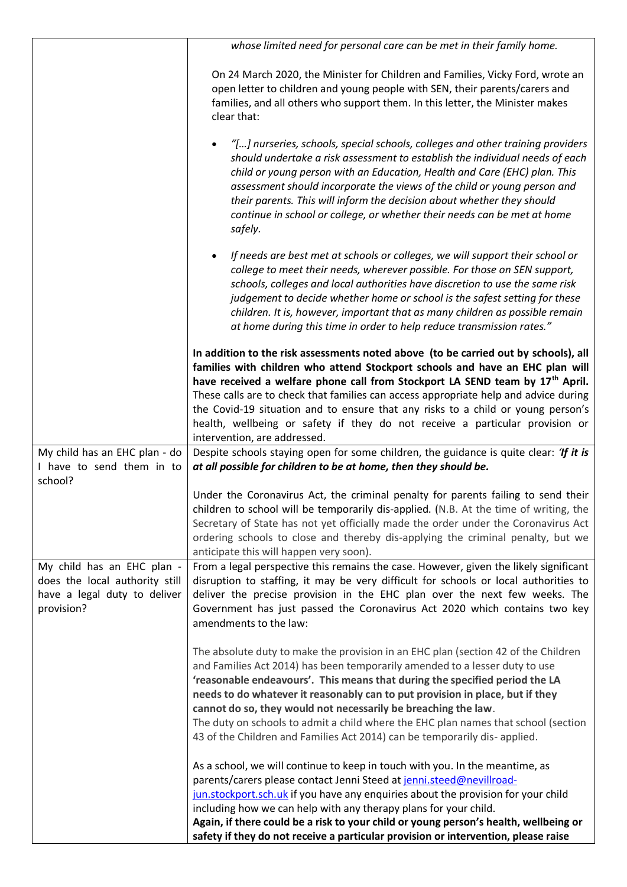| | |
|---|---|
| | *whose limited need for personal care can be met in their family home.*<br><br>On 24 March 2020, the Minister for Children and Families, Vicky Ford, wrote an open letter to children and young people with SEN, their parents/carers and families, and all others who support them. In this letter, the Minister makes clear that:<br><br>• *"[…] nurseries, schools, special schools, colleges and other training providers should undertake a risk assessment to establish the individual needs of each child or young person with an Education, Health and Care (EHC) plan. This assessment should incorporate the views of the child or young person and their parents. This will inform the decision about whether they should continue in school or college, or whether their needs can be met at home safely.*<br><br>• *If needs are best met at schools or colleges, we will support their school or college to meet their needs, wherever possible. For those on SEN support, schools, colleges and local authorities have discretion to use the same risk judgement to decide whether home or school is the safest setting for these children. It is, however, important that as many children as possible remain at home during this time in order to help reduce transmission rates."*<br><br>**In addition to the risk assessments noted above (to be carried out by schools), all families with children who attend Stockport schools and have an EHC plan will have received a welfare phone call from Stockport LA SEND team by 17th April.** These calls are to check that families can access appropriate help and advice during the Covid-19 situation and to ensure that any risks to a child or young person's health, wellbeing or safety if they do not receive a particular provision or intervention, are addressed. |
| My child has an EHC plan - do I have to send them in to school? | Despite schools staying open for some children, the guidance is quite clear: ***'If it is at all possible for children to be at home, then they should be.***<br><br>Under the Coronavirus Act, the criminal penalty for parents failing to send their children to school will be temporarily dis-applied. (N.B. At the time of writing, the Secretary of State has not yet officially made the order under the Coronavirus Act ordering schools to close and thereby dis-applying the criminal penalty, but we anticipate this will happen very soon). |
| My child has an EHC plan - does the local authority still have a legal duty to deliver provision? | From a legal perspective this remains the case. However, given the likely significant disruption to staffing, it may be very difficult for schools or local authorities to deliver the precise provision in the EHC plan over the next few weeks. The Government has just passed the Coronavirus Act 2020 which contains two key amendments to the law:<br><br>The absolute duty to make the provision in an EHC plan (section 42 of the Children and Families Act 2014) has been temporarily amended to a lesser duty to use **'reasonable endeavours'. This means that during the specified period the LA needs to do whatever it reasonably can to put provision in place, but if they cannot do so, they would not necessarily be breaching the law**.<br>The duty on schools to admit a child where the EHC plan names that school (section 43 of the Children and Families Act 2014) can be temporarily dis- applied.<br><br>As a school, we will continue to keep in touch with you. In the meantime, as parents/carers please contact Jenni Steed at jenni.steed@nevillroad-jun.stockport.sch.uk if you have any enquiries about the provision for your child including how we can help with any therapy plans for your child.<br>**Again, if there could be a risk to your child or young person's health, wellbeing or safety if they do not receive a particular provision or intervention, please raise** |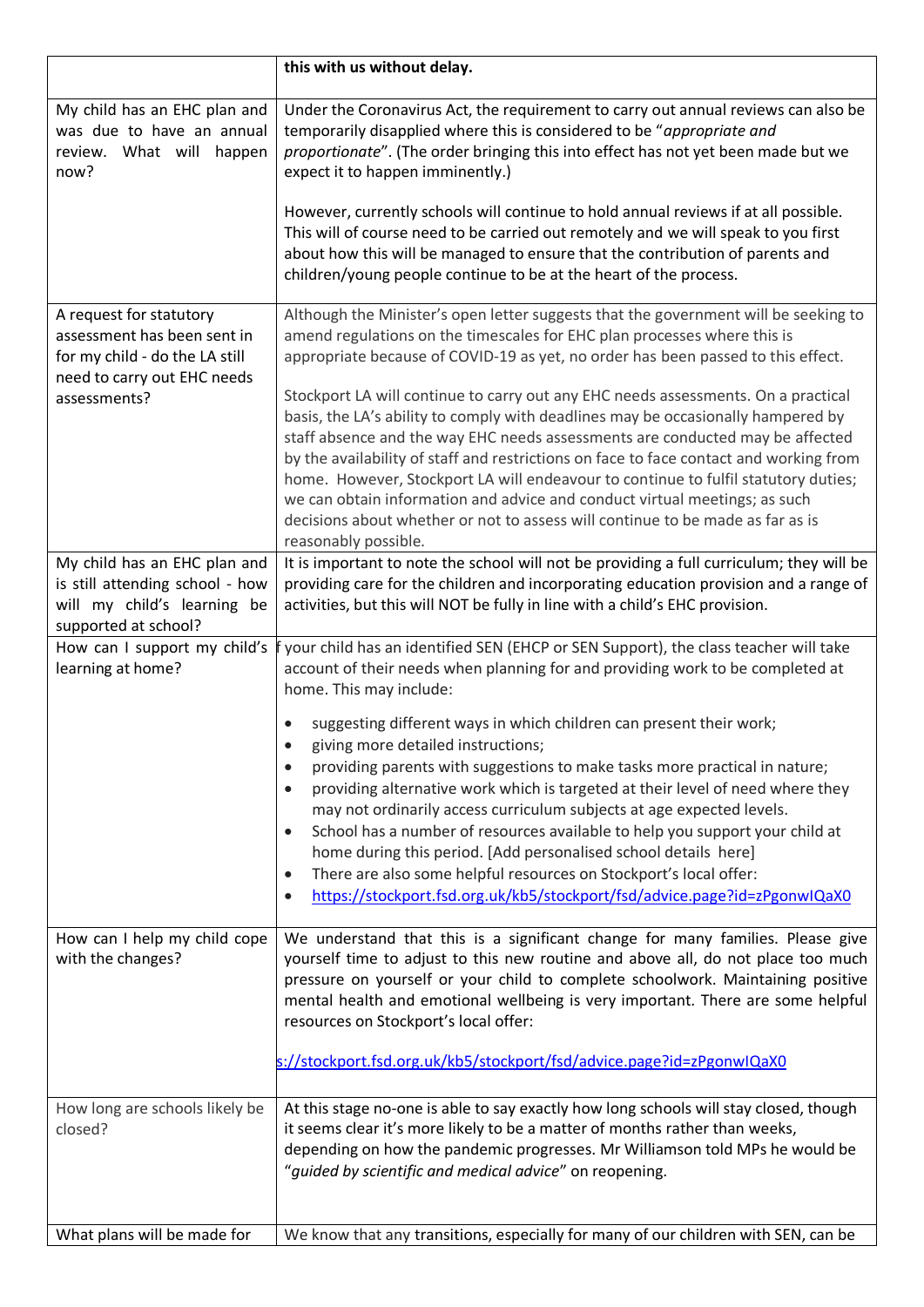| | |
|---|---|
| | **this with us without delay.** |
| My child has an EHC plan and was due to have an annual review. What will happen now? | Under the Coronavirus Act, the requirement to carry out annual reviews can also be temporarily disapplied where this is considered to be "*appropriate and proportionate*". (The order bringing this into effect has not yet been made but we expect it to happen imminently.)<br><br>However, currently schools will continue to hold annual reviews if at all possible. This will of course need to be carried out remotely and we will speak to you first about how this will be managed to ensure that the contribution of parents and children/young people continue to be at the heart of the process. |
| A request for statutory assessment has been sent in for my child - do the LA still need to carry out EHC needs assessments? | Although the Minister's open letter suggests that the government will be seeking to amend regulations on the timescales for EHC plan processes where this is appropriate because of COVID-19 as yet, no order has been passed to this effect.<br><br>Stockport LA will continue to carry out any EHC needs assessments. On a practical basis, the LA's ability to comply with deadlines may be occasionally hampered by staff absence and the way EHC needs assessments are conducted may be affected by the availability of staff and restrictions on face to face contact and working from home. However, Stockport LA will endeavour to continue to fulfil statutory duties; we can obtain information and advice and conduct virtual meetings; as such decisions about whether or not to assess will continue to be made as far as is reasonably possible. |
| My child has an EHC plan and is still attending school - how will my child's learning be supported at school? | It is important to note the school will not be providing a full curriculum; they will be providing care for the children and incorporating education provision and a range of activities, but this will NOT be fully in line with a child's EHC provision. |
| How can I support my child's learning at home? | f your child has an identified SEN (EHCP or SEN Support), the class teacher will take account of their needs when planning for and providing work to be completed at home. This may include:<br><br>• suggesting different ways in which children can present their work;<br>• giving more detailed instructions;<br>• providing parents with suggestions to make tasks more practical in nature;<br>• providing alternative work which is targeted at their level of need where they may not ordinarily access curriculum subjects at age expected levels.<br>• School has a number of resources available to help you support your child at home during this period. [Add personalised school details here]<br>• There are also some helpful resources on Stockport's local offer:<br>• https://stockport.fsd.org.uk/kb5/stockport/fsd/advice.page?id=zPgonwIQaX0 |
| How can I help my child cope with the changes? | We understand that this is a significant change for many families. Please give yourself time to adjust to this new routine and above all, do not place too much pressure on yourself or your child to complete schoolwork. Maintaining positive mental health and emotional wellbeing is very important. There are some helpful resources on Stockport's local offer:<br><br>s://stockport.fsd.org.uk/kb5/stockport/fsd/advice.page?id=zPgonwIQaX0 |
| How long are schools likely be closed? | At this stage no-one is able to say exactly how long schools will stay closed, though it seems clear it's more likely to be a matter of months rather than weeks, depending on how the pandemic progresses. Mr Williamson told MPs he would be "*guided by scientific and medical advice*" on reopening. |
| What plans will be made for | We know that any transitions, especially for many of our children with SEN, can be |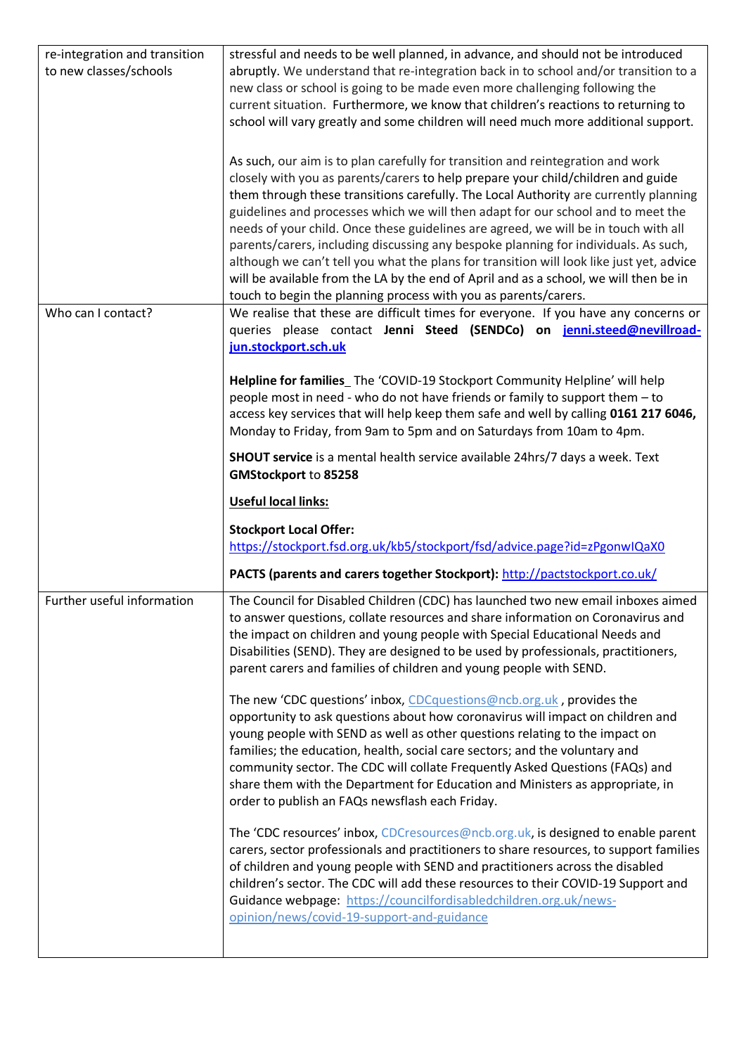| | |
|---|---|
| re-integration and transition to new classes/schools | stressful and needs to be well planned, in advance, and should not be introduced abruptly. We understand that re-integration back in to school and/or transition to a new class or school is going to be made even more challenging following the current situation. Furthermore, we know that children's reactions to returning to school will vary greatly and some children will need much more additional support.<br><br>As such, our aim is to plan carefully for transition and reintegration and work closely with you as parents/carers to help prepare your child/children and guide them through these transitions carefully. The Local Authority are currently planning guidelines and processes which we will then adapt for our school and to meet the needs of your child. Once these guidelines are agreed, we will be in touch with all parents/carers, including discussing any bespoke planning for individuals. As such, although we can't tell you what the plans for transition will look like just yet, advice will be available from the LA by the end of April and as a school, we will then be in touch to begin the planning process with you as parents/carers. |
| Who can I contact? | We realise that these are difficult times for everyone. If you have any concerns or queries please contact **Jenni Steed (SENDCo) on jenni.steed@nevillroad-jun.stockport.sch.uk**<br><br>**Helpline for families**_ The 'COVID-19 Stockport Community Helpline' will help people most in need - who do not have friends or family to support them – to access key services that will help keep them safe and well by calling **0161 217 6046,** Monday to Friday, from 9am to 5pm and on Saturdays from 10am to 4pm.<br><br>**SHOUT service** is a mental health service available 24hrs/7 days a week. Text **GMStockport** to **85258**<br><br>**Useful local links:**<br><br>**Stockport Local Offer:** https://stockport.fsd.org.uk/kb5/stockport/fsd/advice.page?id=zPgonwIQaX0<br><br>**PACTS (parents and carers together Stockport):** http://pactstockport.co.uk/ |
| Further useful information | The Council for Disabled Children (CDC) has launched two new email inboxes aimed to answer questions, collate resources and share information on Coronavirus and the impact on children and young people with Special Educational Needs and Disabilities (SEND). They are designed to be used by professionals, practitioners, parent carers and families of children and young people with SEND.<br><br>The new 'CDC questions' inbox, CDCquestions@ncb.org.uk , provides the opportunity to ask questions about how coronavirus will impact on children and young people with SEND as well as other questions relating to the impact on families; the education, health, social care sectors; and the voluntary and community sector. The CDC will collate Frequently Asked Questions (FAQs) and share them with the Department for Education and Ministers as appropriate, in order to publish an FAQs newsflash each Friday.<br><br>The 'CDC resources' inbox, CDCresources@ncb.org.uk, is designed to enable parent carers, sector professionals and practitioners to share resources, to support families of children and young people with SEND and practitioners across the disabled children's sector. The CDC will add these resources to their COVID-19 Support and Guidance webpage: https://councilfordisabledchildren.org.uk/news-opinion/news/covid-19-support-and-guidance |